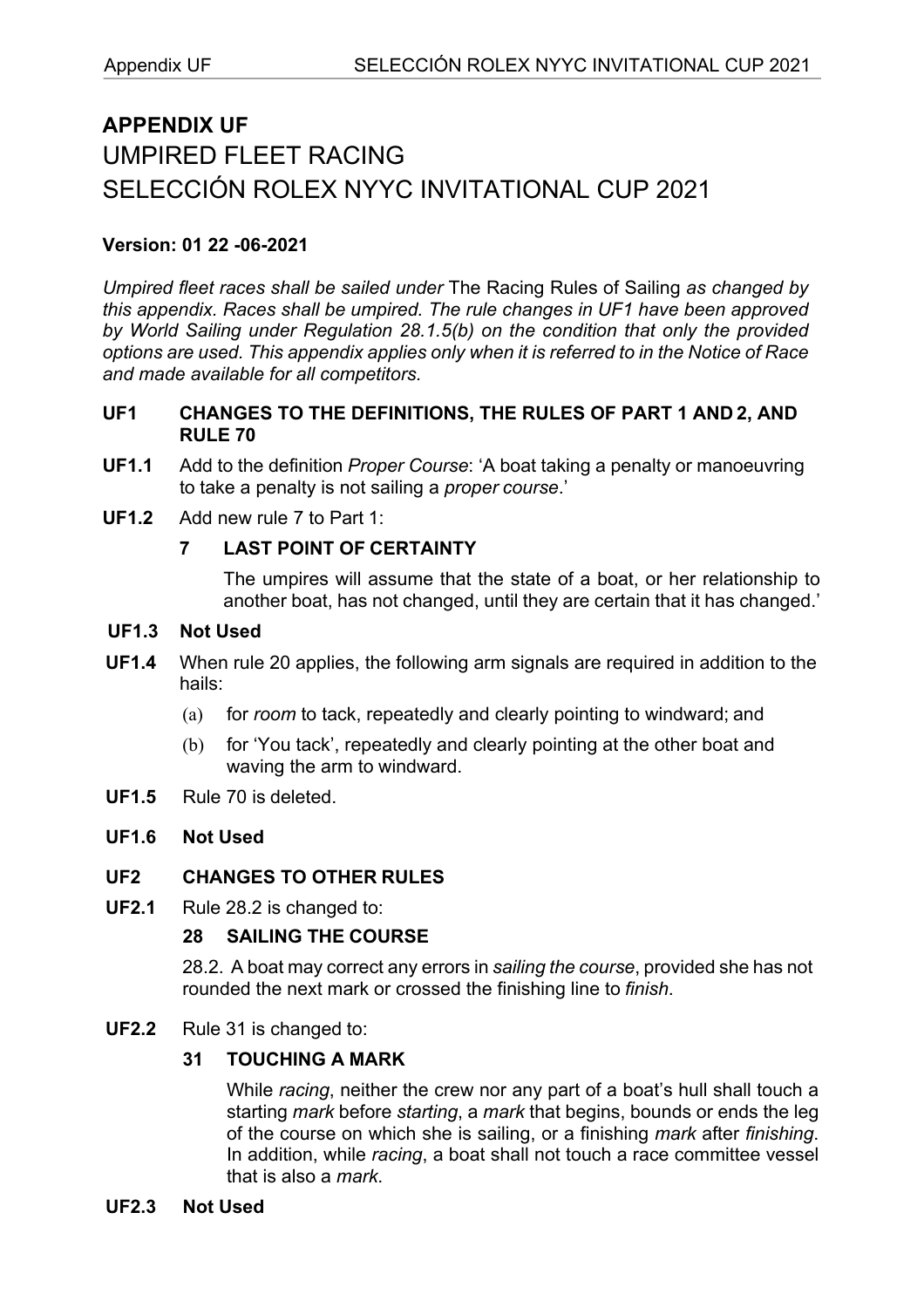# APPENDIX UF
# UMPIRED FLEET RACING
# SELECCIÓN ROLEX NYYC INVITATIONAL CUP 2021

**Version: 01 22 -06-2021**

*Umpired fleet races shall be sailed under* The Racing Rules of Sailing *as changed by this appendix. Races shall be umpired. The rule changes in UF1 have been approved by World Sailing under Regulation 28.1.5(b) on the condition that only the provided options are used. This appendix applies only when it is referred to in the Notice of Race and made available for all competitors.*

## UF1 CHANGES TO THE DEFINITIONS, THE RULES OF PART 1 AND 2, AND RULE 70

**UF1.1** Add to the definition *Proper Course*: 'A boat taking a penalty or manoeuvring to take a penalty is not sailing a *proper course*.'

**UF1.2** Add new rule 7 to Part 1:

**7 LAST POINT OF CERTAINTY**

The umpires will assume that the state of a boat, or her relationship to another boat, has not changed, until they are certain that it has changed.'

**UF1.3 Not Used**

**UF1.4** When rule 20 applies, the following arm signals are required in addition to the hails:

(a) for *room* to tack, repeatedly and clearly pointing to windward; and

(b) for 'You tack', repeatedly and clearly pointing at the other boat and waving the arm to windward.

**UF1.5** Rule 70 is deleted.

**UF1.6 Not Used**

## UF2 CHANGES TO OTHER RULES

**UF2.1** Rule 28.2 is changed to:

**28 SAILING THE COURSE**

28.2. A boat may correct any errors in *sailing the course*, provided she has not rounded the next mark or crossed the finishing line to *finish*.

**UF2.2** Rule 31 is changed to:

**31 TOUCHING A MARK**

While *racing*, neither the crew nor any part of a boat's hull shall touch a starting *mark* before *starting*, a *mark* that begins, bounds or ends the leg of the course on which she is sailing, or a finishing *mark* after *finishing*. In addition, while *racing*, a boat shall not touch a race committee vessel that is also a *mark*.

**UF2.3 Not Used**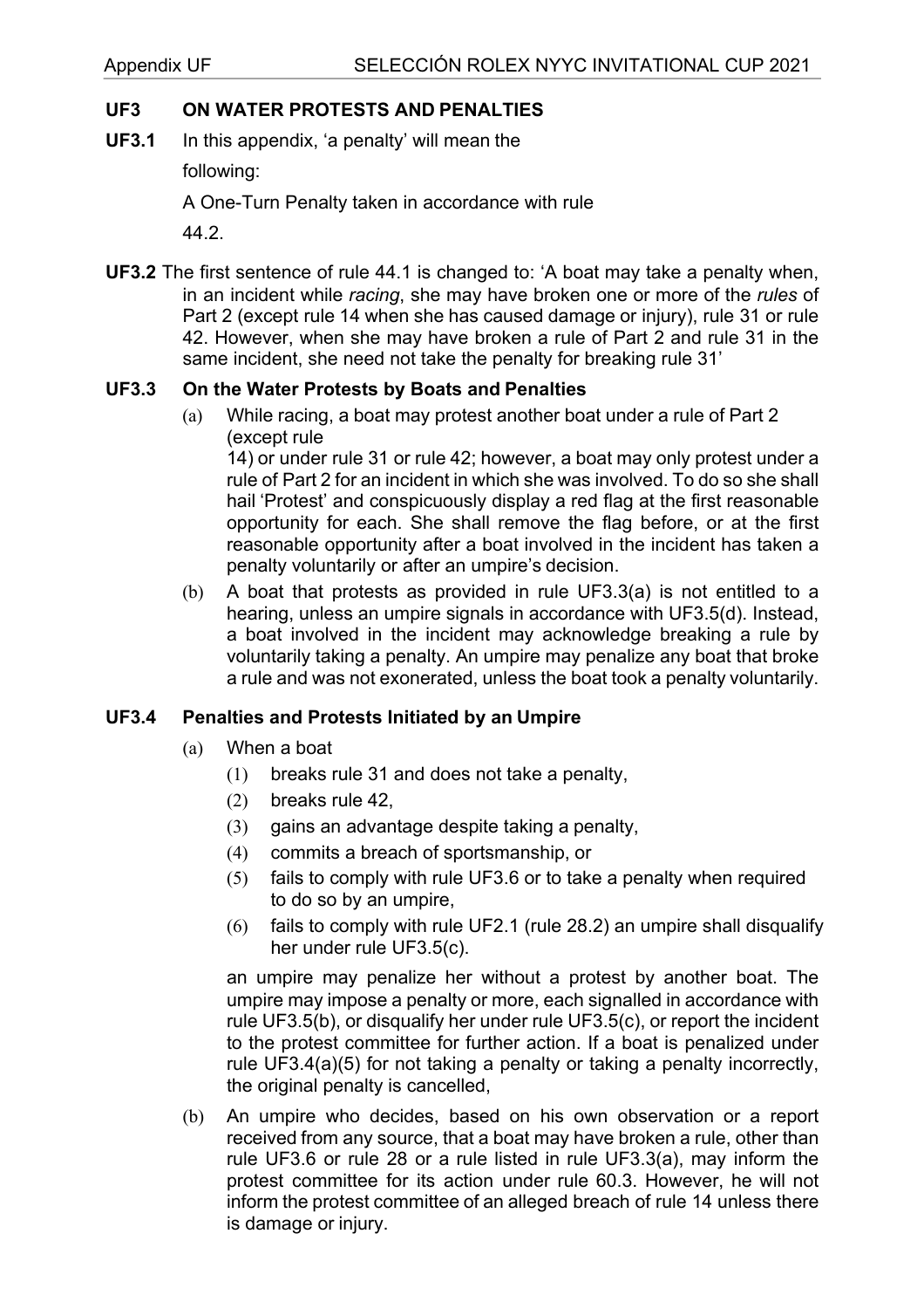## UF3 ON WATER PROTESTS AND PENALTIES

**UF3.1** In this appendix, 'a penalty' will mean the following:

A One-Turn Penalty taken in accordance with rule 44.2.

**UF3.2** The first sentence of rule 44.1 is changed to: 'A boat may take a penalty when, in an incident while *racing*, she may have broken one or more of the *rules* of Part 2 (except rule 14 when she has caused damage or injury), rule 31 or rule 42. However, when she may have broken a rule of Part 2 and rule 31 in the same incident, she need not take the penalty for breaking rule 31'

### UF3.3 On the Water Protests by Boats and Penalties

(a) While racing, a boat may protest another boat under a rule of Part 2 (except rule 14) or under rule 31 or rule 42; however, a boat may only protest under a rule of Part 2 for an incident in which she was involved. To do so she shall hail 'Protest' and conspicuously display a red flag at the first reasonable opportunity for each. She shall remove the flag before, or at the first reasonable opportunity after a boat involved in the incident has taken a penalty voluntarily or after an umpire's decision.

(b) A boat that protests as provided in rule UF3.3(a) is not entitled to a hearing, unless an umpire signals in accordance with UF3.5(d). Instead, a boat involved in the incident may acknowledge breaking a rule by voluntarily taking a penalty. An umpire may penalize any boat that broke a rule and was not exonerated, unless the boat took a penalty voluntarily.

### UF3.4 Penalties and Protests Initiated by an Umpire

(a) When a boat

  (1) breaks rule 31 and does not take a penalty,

  (2) breaks rule 42,

  (3) gains an advantage despite taking a penalty,

  (4) commits a breach of sportsmanship, or

  (5) fails to comply with rule UF3.6 or to take a penalty when required to do so by an umpire,

  (6) fails to comply with rule UF2.1 (rule 28.2) an umpire shall disqualify her under rule UF3.5(c).

an umpire may penalize her without a protest by another boat. The umpire may impose a penalty or more, each signalled in accordance with rule UF3.5(b), or disqualify her under rule UF3.5(c), or report the incident to the protest committee for further action. If a boat is penalized under rule UF3.4(a)(5) for not taking a penalty or taking a penalty incorrectly, the original penalty is cancelled,

(b) An umpire who decides, based on his own observation or a report received from any source, that a boat may have broken a rule, other than rule UF3.6 or rule 28 or a rule listed in rule UF3.3(a), may inform the protest committee for its action under rule 60.3. However, he will not inform the protest committee of an alleged breach of rule 14 unless there is damage or injury.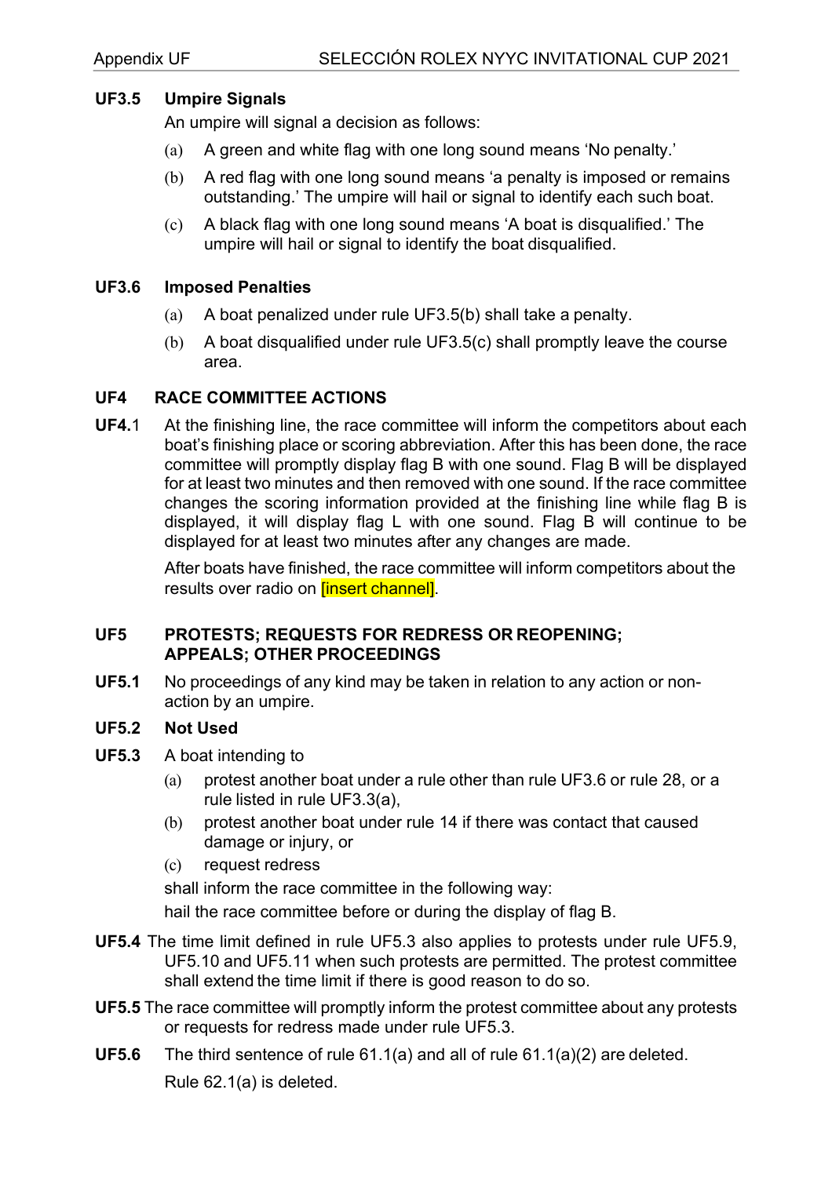## UF3.5 Umpire Signals

An umpire will signal a decision as follows:

(a) A green and white flag with one long sound means 'No penalty.'

(b) A red flag with one long sound means 'a penalty is imposed or remains outstanding.' The umpire will hail or signal to identify each such boat.

(c) A black flag with one long sound means 'A boat is disqualified.' The umpire will hail or signal to identify the boat disqualified.

## UF3.6 Imposed Penalties

(a) A boat penalized under rule UF3.5(b) shall take a penalty.

(b) A boat disqualified under rule UF3.5(c) shall promptly leave the course area.

# UF4 RACE COMMITTEE ACTIONS

**UF4.**1 At the finishing line, the race committee will inform the competitors about each boat's finishing place or scoring abbreviation. After this has been done, the race committee will promptly display flag B with one sound. Flag B will be displayed for at least two minutes and then removed with one sound. If the race committee changes the scoring information provided at the finishing line while flag B is displayed, it will display flag L with one sound. Flag B will continue to be displayed for at least two minutes after any changes are made.

After boats have finished, the race committee will inform competitors about the results over radio on [insert channel].

# UF5 PROTESTS; REQUESTS FOR REDRESS OR REOPENING; APPEALS; OTHER PROCEEDINGS

**UF5.1** No proceedings of any kind may be taken in relation to any action or non-action by an umpire.

**UF5.2 Not Used**

**UF5.3** A boat intending to

(a) protest another boat under a rule other than rule UF3.6 or rule 28, or a rule listed in rule UF3.3(a),

(b) protest another boat under rule 14 if there was contact that caused damage or injury, or

(c) request redress

shall inform the race committee in the following way:

hail the race committee before or during the display of flag B.

**UF5.4** The time limit defined in rule UF5.3 also applies to protests under rule UF5.9, UF5.10 and UF5.11 when such protests are permitted. The protest committee shall extend the time limit if there is good reason to do so.

**UF5.5** The race committee will promptly inform the protest committee about any protests or requests for redress made under rule UF5.3.

**UF5.6** The third sentence of rule 61.1(a) and all of rule 61.1(a)(2) are deleted.

Rule 62.1(a) is deleted.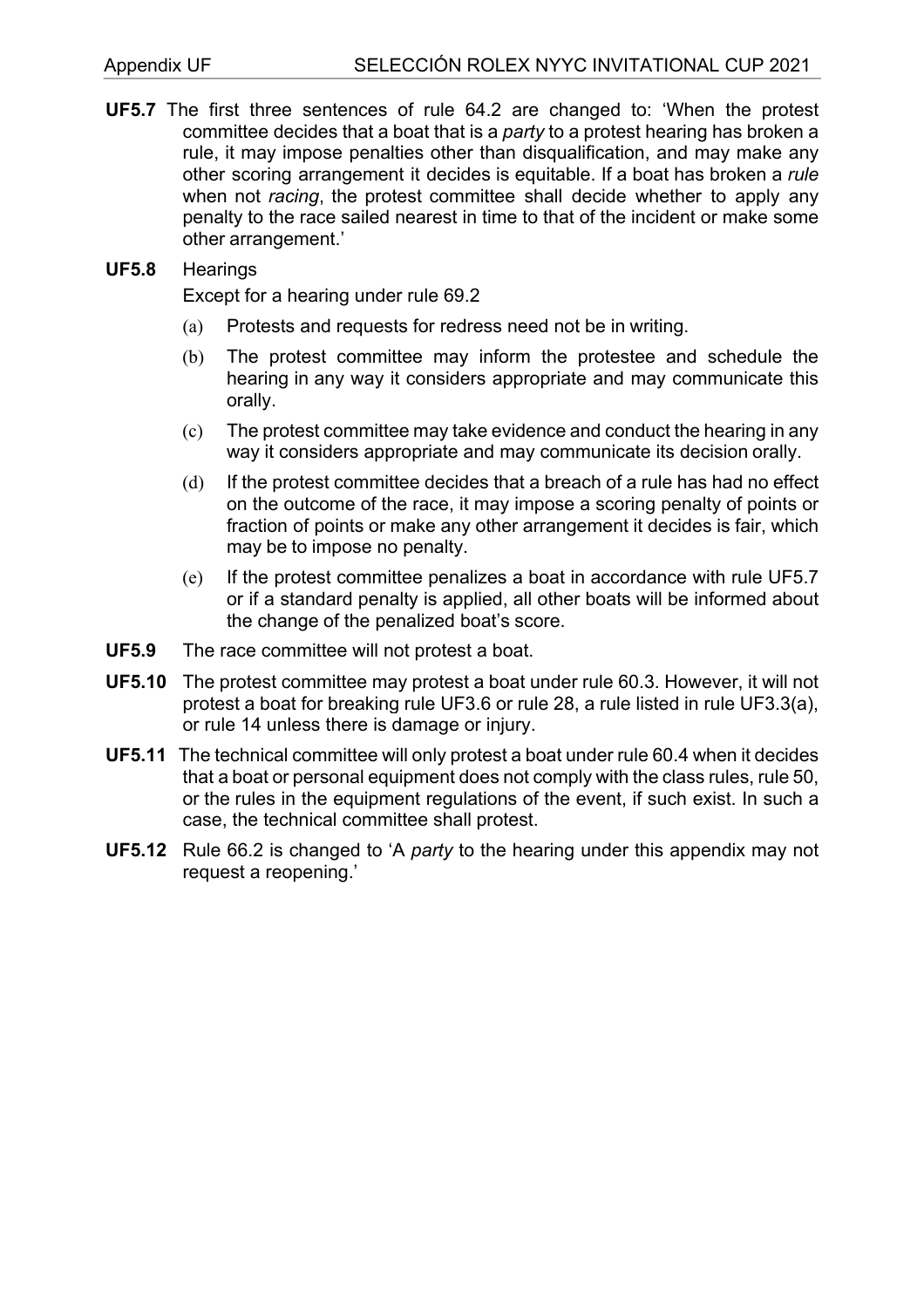**UF5.7** The first three sentences of rule 64.2 are changed to: 'When the protest committee decides that a boat that is a *party* to a protest hearing has broken a rule, it may impose penalties other than disqualification, and may make any other scoring arrangement it decides is equitable. If a boat has broken a *rule* when not *racing*, the protest committee shall decide whether to apply any penalty to the race sailed nearest in time to that of the incident or make some other arrangement.'

**UF5.8** Hearings

Except for a hearing under rule 69.2

(a) Protests and requests for redress need not be in writing.

(b) The protest committee may inform the protestee and schedule the hearing in any way it considers appropriate and may communicate this orally.

(c) The protest committee may take evidence and conduct the hearing in any way it considers appropriate and may communicate its decision orally.

(d) If the protest committee decides that a breach of a rule has had no effect on the outcome of the race, it may impose a scoring penalty of points or fraction of points or make any other arrangement it decides is fair, which may be to impose no penalty.

(e) If the protest committee penalizes a boat in accordance with rule UF5.7 or if a standard penalty is applied, all other boats will be informed about the change of the penalized boat's score.

**UF5.9** The race committee will not protest a boat.

**UF5.10** The protest committee may protest a boat under rule 60.3. However, it will not protest a boat for breaking rule UF3.6 or rule 28, a rule listed in rule UF3.3(a), or rule 14 unless there is damage or injury.

**UF5.11** The technical committee will only protest a boat under rule 60.4 when it decides that a boat or personal equipment does not comply with the class rules, rule 50, or the rules in the equipment regulations of the event, if such exist. In such a case, the technical committee shall protest.

**UF5.12** Rule 66.2 is changed to 'A *party* to the hearing under this appendix may not request a reopening.'